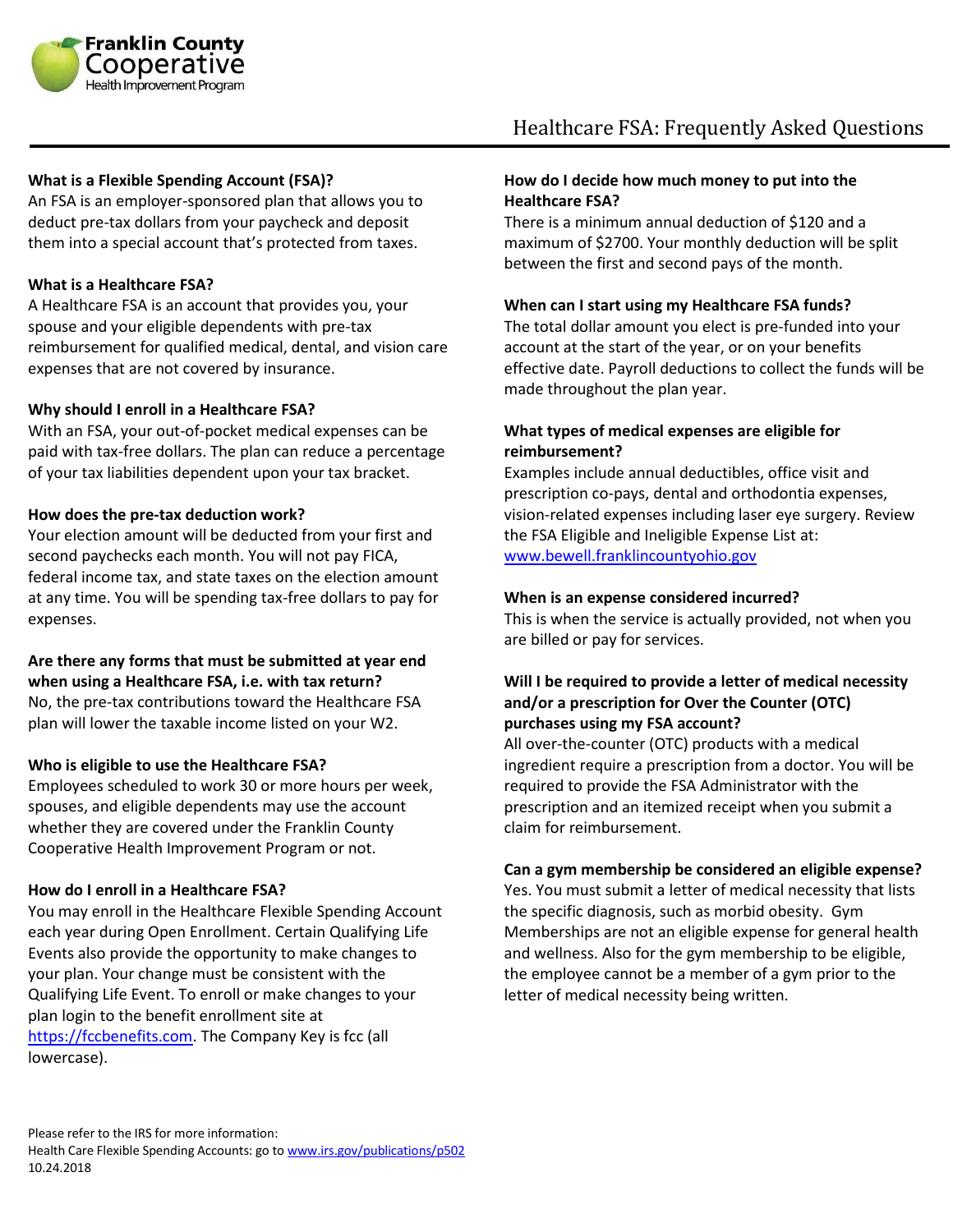**Franklin County Cooperative** Health Improvement Program

# Healthcare FSA: Frequently Asked Questions

**What is a Flexible Spending Account (FSA)?**
An FSA is an employer-sponsored plan that allows you to deduct pre-tax dollars from your paycheck and deposit them into a special account that's protected from taxes.

**What is a Healthcare FSA?**
A Healthcare FSA is an account that provides you, your spouse and your eligible dependents with pre-tax reimbursement for qualified medical, dental, and vision care expenses that are not covered by insurance.

**Why should I enroll in a Healthcare FSA?**
With an FSA, your out-of-pocket medical expenses can be paid with tax-free dollars. The plan can reduce a percentage of your tax liabilities dependent upon your tax bracket.

**How does the pre-tax deduction work?**
Your election amount will be deducted from your first and second paychecks each month. You will not pay FICA, federal income tax, and state taxes on the election amount at any time. You will be spending tax-free dollars to pay for expenses.

**Are there any forms that must be submitted at year end when using a Healthcare FSA, i.e. with tax return?**
No, the pre-tax contributions toward the Healthcare FSA plan will lower the taxable income listed on your W2.

**Who is eligible to use the Healthcare FSA?**
Employees scheduled to work 30 or more hours per week, spouses, and eligible dependents may use the account whether they are covered under the Franklin County Cooperative Health Improvement Program or not.

**How do I enroll in a Healthcare FSA?**
You may enroll in the Healthcare Flexible Spending Account each year during Open Enrollment. Certain Qualifying Life Events also provide the opportunity to make changes to your plan. Your change must be consistent with the Qualifying Life Event. To enroll or make changes to your plan login to the benefit enrollment site at https://fccbenefits.com. The Company Key is fcc (all lowercase).

**How do I decide how much money to put into the Healthcare FSA?**
There is a minimum annual deduction of $120 and a maximum of $2700. Your monthly deduction will be split between the first and second pays of the month.

**When can I start using my Healthcare FSA funds?**
The total dollar amount you elect is pre-funded into your account at the start of the year, or on your benefits effective date. Payroll deductions to collect the funds will be made throughout the plan year.

**What types of medical expenses are eligible for reimbursement?**
Examples include annual deductibles, office visit and prescription co-pays, dental and orthodontia expenses, vision-related expenses including laser eye surgery. Review the FSA Eligible and Ineligible Expense List at: www.bewell.franklincountyohio.gov

**When is an expense considered incurred?**
This is when the service is actually provided, not when you are billed or pay for services.

**Will I be required to provide a letter of medical necessity and/or a prescription for Over the Counter (OTC) purchases using my FSA account?**
All over-the-counter (OTC) products with a medical ingredient require a prescription from a doctor. You will be required to provide the FSA Administrator with the prescription and an itemized receipt when you submit a claim for reimbursement.

**Can a gym membership be considered an eligible expense?**
Yes. You must submit a letter of medical necessity that lists the specific diagnosis, such as morbid obesity. Gym Memberships are not an eligible expense for general health and wellness. Also for the gym membership to be eligible, the employee cannot be a member of a gym prior to the letter of medical necessity being written.

Please refer to the IRS for more information:
Health Care Flexible Spending Accounts: go to www.irs.gov/publications/p502
10.24.2018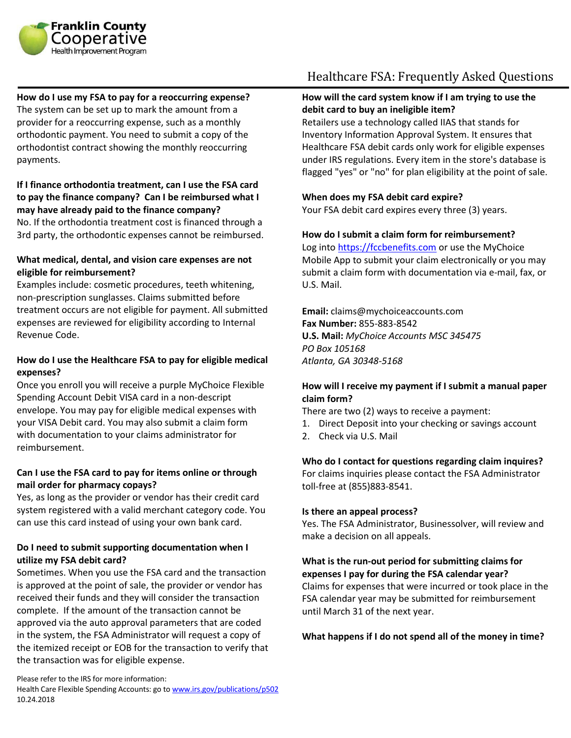Franklin County Cooperative Health Improvement Program

# Healthcare FSA: Frequently Asked Questions

**How do I use my FSA to pay for a reoccurring expense?**
The system can be set up to mark the amount from a provider for a reoccurring expense, such as a monthly orthodontic payment. You need to submit a copy of the orthodontist contract showing the monthly reoccurring payments.

**If I finance orthodontia treatment, can I use the FSA card to pay the finance company? Can I be reimbursed what I may have already paid to the finance company?**
No. If the orthodontia treatment cost is financed through a 3rd party, the orthodontic expenses cannot be reimbursed.

**What medical, dental, and vision care expenses are not eligible for reimbursement?**
Examples include: cosmetic procedures, teeth whitening, non-prescription sunglasses. Claims submitted before treatment occurs are not eligible for payment. All submitted expenses are reviewed for eligibility according to Internal Revenue Code.

**How do I use the Healthcare FSA to pay for eligible medical expenses?**
Once you enroll you will receive a purple MyChoice Flexible Spending Account Debit VISA card in a non-descript envelope. You may pay for eligible medical expenses with your VISA Debit card. You may also submit a claim form with documentation to your claims administrator for reimbursement.

**Can I use the FSA card to pay for items online or through mail order for pharmacy copays?**
Yes, as long as the provider or vendor has their credit card system registered with a valid merchant category code. You can use this card instead of using your own bank card.

**Do I need to submit supporting documentation when I utilize my FSA debit card?**
Sometimes. When you use the FSA card and the transaction is approved at the point of sale, the provider or vendor has received their funds and they will consider the transaction complete. If the amount of the transaction cannot be approved via the auto approval parameters that are coded in the system, the FSA Administrator will request a copy of the itemized receipt or EOB for the transaction to verify that the transaction was for eligible expense.

**How will the card system know if I am trying to use the debit card to buy an ineligible item?**
Retailers use a technology called IIAS that stands for Inventory Information Approval System. It ensures that Healthcare FSA debit cards only work for eligible expenses under IRS regulations. Every item in the store's database is flagged "yes" or "no" for plan eligibility at the point of sale.

**When does my FSA debit card expire?**
Your FSA debit card expires every three (3) years.

**How do I submit a claim form for reimbursement?**
Log into [https://fccbenefits.com](https://fccbenefits.com) or use the MyChoice Mobile App to submit your claim electronically or you may submit a claim form with documentation via e-mail, fax, or U.S. Mail.

**Email:** claims@mychoiceaccounts.com
**Fax Number:** 855-883-8542
**U.S. Mail:** *MyChoice Accounts MSC 345475*
*PO Box 105168*
*Atlanta, GA 30348-5168*

**How will I receive my payment if I submit a manual paper claim form?**
There are two (2) ways to receive a payment:

1. Direct Deposit into your checking or savings account
2. Check via U.S. Mail

**Who do I contact for questions regarding claim inquires?**
For claims inquiries please contact the FSA Administrator toll-free at (855)883-8541.

**Is there an appeal process?**
Yes. The FSA Administrator, Businessolver, will review and make a decision on all appeals.

**What is the run-out period for submitting claims for expenses I pay for during the FSA calendar year?**
Claims for expenses that were incurred or took place in the FSA calendar year may be submitted for reimbursement until March 31 of the next year.

**What happens if I do not spend all of the money in time?**

Please refer to the IRS for more information:
Health Care Flexible Spending Accounts: go to [www.irs.gov/publications/p502](www.irs.gov/publications/p502)
10.24.2018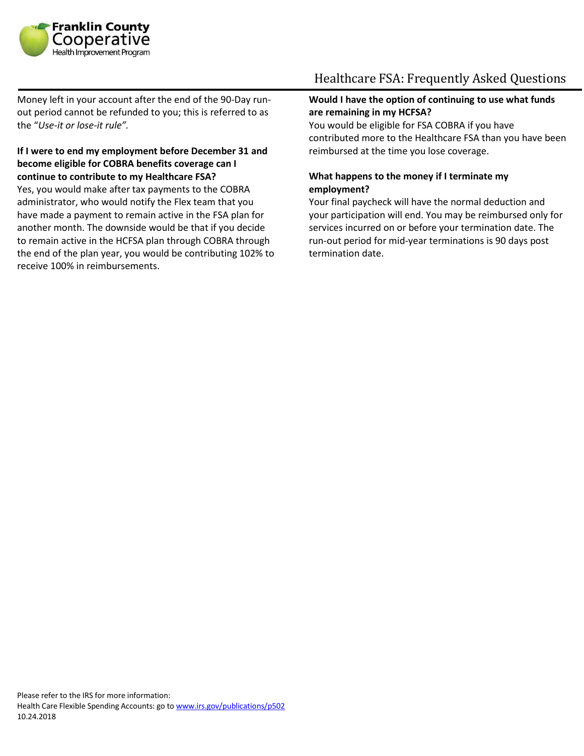Money left in your account after the end of the 90-Day run-out period cannot be refunded to you; this is referred to as the "*Use-it or lose-it rule"*.

**If I were to end my employment before December 31 and become eligible for COBRA benefits coverage can I continue to contribute to my Healthcare FSA?**
Yes, you would make after tax payments to the COBRA administrator, who would notify the Flex team that you have made a payment to remain active in the FSA plan for another month. The downside would be that if you decide to remain active in the HCFSA plan through COBRA through the end of the plan year, you would be contributing 102% to receive 100% in reimbursements.

**Would I have the option of continuing to use what funds are remaining in my HCFSA?**
You would be eligible for FSA COBRA if you have contributed more to the Healthcare FSA than you have been reimbursed at the time you lose coverage.

**What happens to the money if I terminate my employment?**
Your final paycheck will have the normal deduction and your participation will end. You may be reimbursed only for services incurred on or before your termination date. The run-out period for mid-year terminations is 90 days post termination date.

Please refer to the IRS for more information:
Health Care Flexible Spending Accounts: go to www.irs.gov/publications/p502
10.24.2018